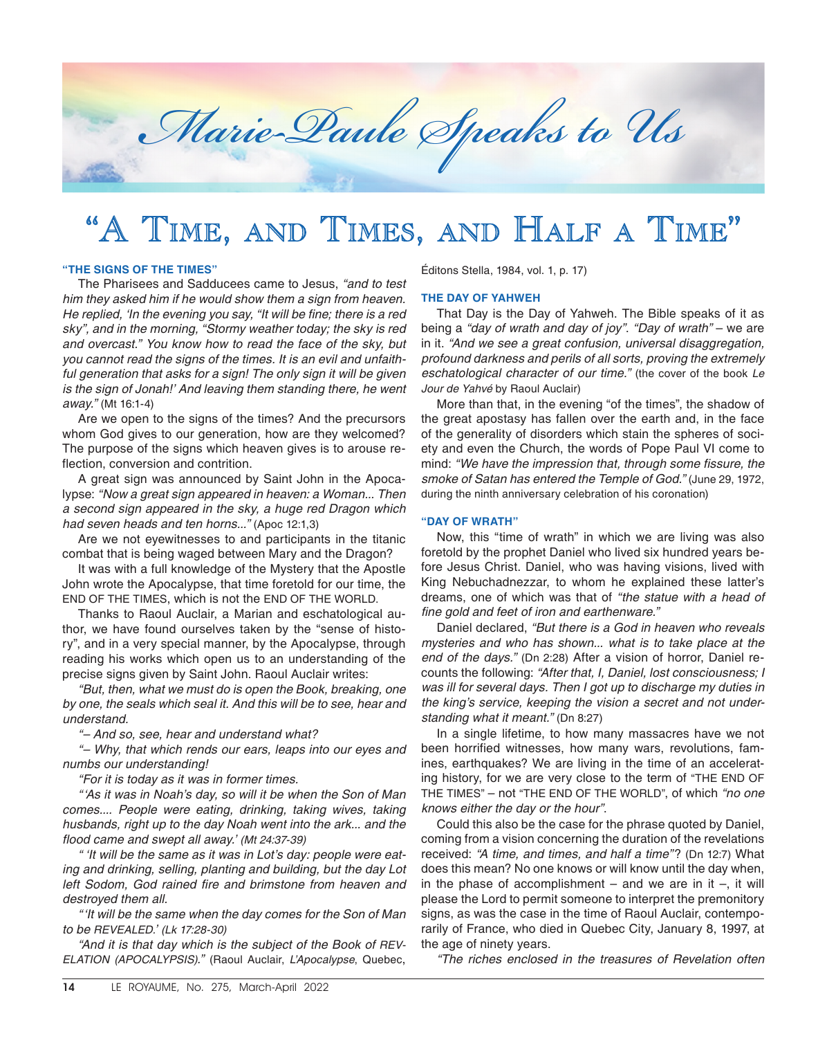# Marie-Paule Speaks to Us

## "A Time, and Times, and Half a Time"

### "THE SIGNS OF THE TIMES"

The Pharisees and Sadducees came to Jesus, *"and to test him they asked him if he would show them a sign from heaven. He replied, 'In the evening you say, "It will be fine; there is a red sky", and in the morning, "Stormy weather today; the sky is red and overcast." You know how to read the face of the sky, but you cannot read the signs of the times. It is an evil and unfaithful generation that asks for a sign! The only sign it will be given is the sign of Jonah!' And leaving them standing there, he went away."* (Mt 16:1-4)

Are we open to the signs of the times? And the precursors whom God gives to our generation, how are they welcomed? The purpose of the signs which heaven gives is to arouse reflection, conversion and contrition.

A great sign was announced by Saint John in the Apocalypse: *"Now a great sign appeared in heaven: a Woman... Then a second sign appeared in the sky, a huge red Dragon which had seven heads and ten horns..."* (Apoc 12:1,3)

Are we not eyewitnesses to and participants in the titanic combat that is being waged between Mary and the Dragon?

It was with a full knowledge of the Mystery that the Apostle John wrote the Apocalypse, that time foretold for our time, the END OF THE TIMES, which is not the END OF THE WORLD.

Thanks to Raoul Auclair, a Marian and eschatological author, we have found ourselves taken by the "sense of history", and in a very special manner, by the Apocalypse, through reading his works which open us to an understanding of the precise signs given by Saint John. Raoul Auclair writes:

*"But, then, what we must do is open the Book, breaking, one by one, the seals which seal it. And this will be to see, hear and understand.*

*"– And so, see, hear and understand what?*

*"– Why, that which rends our ears, leaps into our eyes and numbs our understanding!*

*"For it is today as it was in former times.*

*"'As it was in Noah's day, so will it be when the Son of Man comes.... People were eating, drinking, taking wives, taking husbands, right up to the day Noah went into the ark... and the flood came and swept all away.' (Mt 24:37-39)*

*" 'It will be the same as it was in Lot's day: people were eating and drinking, selling, planting and building, but the day Lot left Sodom, God rained fire and brimstone from heaven and destroyed them all.*

*"'It will be the same when the day comes for the Son of Man to be REVEALED.' (Lk 17:28-30)*

*"And it is that day which is the subject of the Book of REVELATION (APOCALYPSIS)."* (Raoul Auclair, *L'Apocalypse*, Quebec, Éditons Stella, 1984, vol. 1, p. 17)

### THE DAY OF YAHWEH

That Day is the Day of Yahweh. The Bible speaks of it as being a *"day of wrath and day of joy"*. *"Day of wrath"* – we are in it. *"And we see a great confusion, universal disaggregation, profound darkness and perils of all sorts, proving the extremely eschatological character of our time."* (the cover of the book *Le Jour de Yahvé* by Raoul Auclair)

More than that, in the evening "of the times", the shadow of the great apostasy has fallen over the earth and, in the face of the generality of disorders which stain the spheres of society and even the Church, the words of Pope Paul VI come to mind: *"We have the impression that, through some fissure, the smoke of Satan has entered the Temple of God."* (June 29, 1972, during the ninth anniversary celebration of his coronation)

### "DAY OF WRATH"

Now, this "time of wrath" in which we are living was also foretold by the prophet Daniel who lived six hundred years before Jesus Christ. Daniel, who was having visions, lived with King Nebuchadnezzar, to whom he explained these latter's dreams, one of which was that of *"the statue with a head of fine gold and feet of iron and earthenware."*

Daniel declared, *"But there is a God in heaven who reveals mysteries and who has shown... what is to take place at the end of the days."* (Dn 2:28) After a vision of horror, Daniel recounts the following: *"After that, I, Daniel, lost consciousness; I was ill for several days. Then I got up to discharge my duties in the king's service, keeping the vision a secret and not understanding what it meant."* (Dn 8:27)

In a single lifetime, to how many massacres have we not been horrified witnesses, how many wars, revolutions, famines, earthquakes? We are living in the time of an accelerating history, for we are very close to the term of "THE END OF THE TIMES" – not "THE END OF THE WORLD", of which *"no one knows either the day or the hour"*.

Could this also be the case for the phrase quoted by Daniel, coming from a vision concerning the duration of the revelations received: *"A time, and times, and half a time"*? (Dn 12:7) What does this mean? No one knows or will know until the day when, in the phase of accomplishment – and we are in it –, it will please the Lord to permit someone to interpret the premonitory signs, as was the case in the time of Raoul Auclair, contemporarily of France, who died in Quebec City, January 8, 1997, at the age of ninety years.

*"The riches enclosed in the treasures of Revelation often*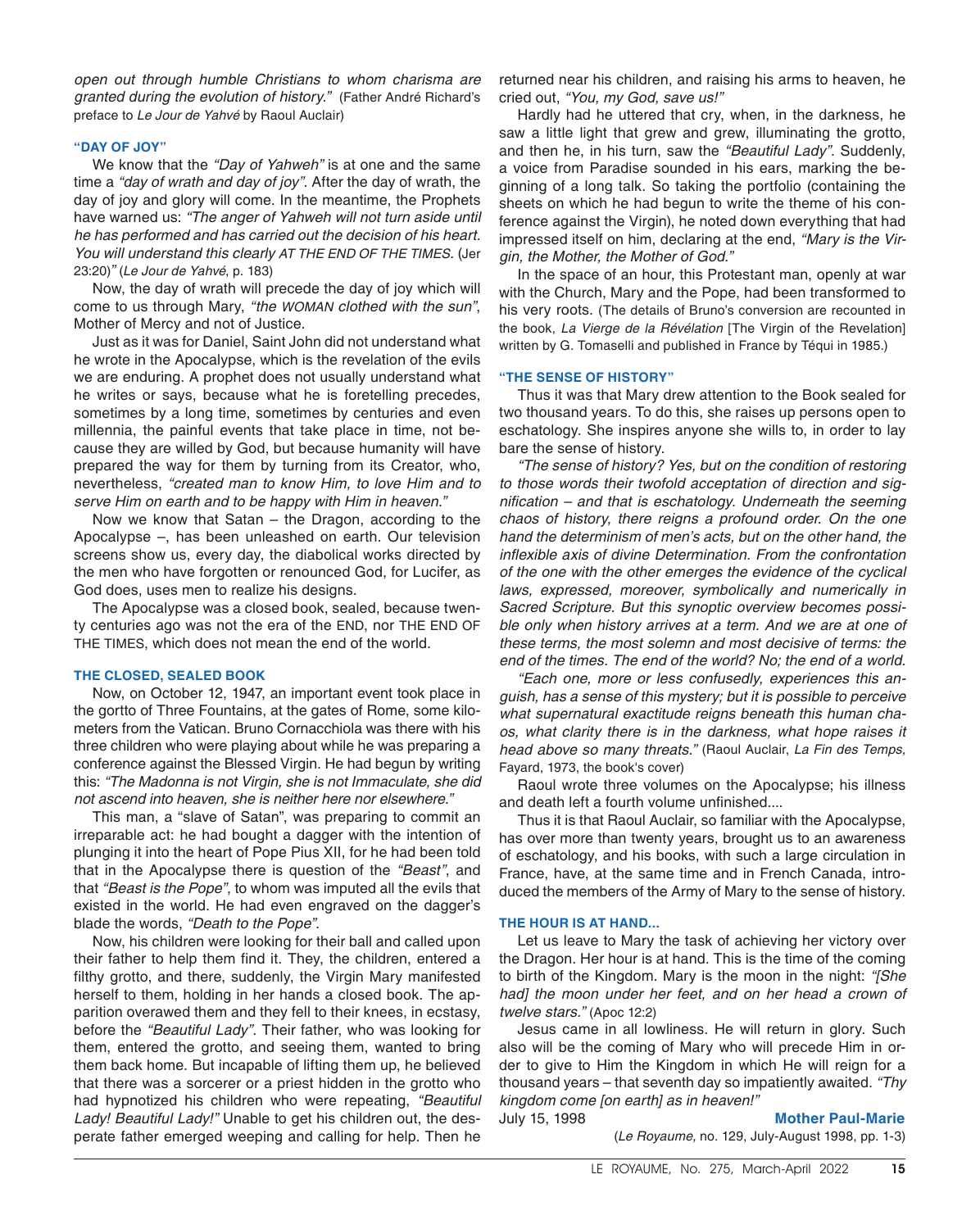*open out through humble Christians to whom charisma are granted during the evolution of history."* (Father André Richard's preface to *Le Jour de Yahvé* by Raoul Auclair)

### "DAY OF JOY"

We know that the *"Day of Yahweh"* is at one and the same time a *"day of wrath and day of joy"*. After the day of wrath, the day of joy and glory will come. In the meantime, the Prophets have warned us: *"The anger of Yahweh will not turn aside until he has performed and has carried out the decision of his heart. You will understand this clearly* AT THE END OF THE TIMES. (Jer 23:20)*"* (*Le Jour de Yahvé*, p. 183)

Now, the day of wrath will precede the day of joy which will come to us through Mary, *"the WOMAN clothed with the sun"*, Mother of Mercy and not of Justice.

Just as it was for Daniel, Saint John did not understand what he wrote in the Apocalypse, which is the revelation of the evils we are enduring. A prophet does not usually understand what he writes or says, because what he is foretelling precedes, sometimes by a long time, sometimes by centuries and even millennia, the painful events that take place in time, not because they are willed by God, but because humanity will have prepared the way for them by turning from its Creator, who, nevertheless, *"created man to know Him, to love Him and to serve Him on earth and to be happy with Him in heaven."*

Now we know that Satan – the Dragon, according to the Apocalypse –, has been unleashed on earth. Our television screens show us, every day, the diabolical works directed by the men who have forgotten or renounced God, for Lucifer, as God does, uses men to realize his designs.

The Apocalypse was a closed book, sealed, because twenty centuries ago was not the era of the END, nor THE END OF THE TIMES, which does not mean the end of the world.

### THE CLOSED, SEALED BOOK

Now, on October 12, 1947, an important event took place in the gortto of Three Fountains, at the gates of Rome, some kilometers from the Vatican. Bruno Cornacchiola was there with his three children who were playing about while he was preparing a conference against the Blessed Virgin. He had begun by writing this: *"The Madonna is not Virgin, she is not Immaculate, she did not ascend into heaven, she is neither here nor elsewhere."*

This man, a "slave of Satan", was preparing to commit an irreparable act: he had bought a dagger with the intention of plunging it into the heart of Pope Pius XII, for he had been told that in the Apocalypse there is question of the *"Beast"*, and that *"Beast is the Pope"*, to whom was imputed all the evils that existed in the world. He had even engraved on the dagger's blade the words, *"Death to the Pope"*.

Now, his children were looking for their ball and called upon their father to help them find it. They, the children, entered a filthy grotto, and there, suddenly, the Virgin Mary manifested herself to them, holding in her hands a closed book. The apparition overawed them and they fell to their knees, in ecstasy, before the *"Beautiful Lady"*. Their father, who was looking for them, entered the grotto, and seeing them, wanted to bring them back home. But incapable of lifting them up, he believed that there was a sorcerer or a priest hidden in the grotto who had hypnotized his children who were repeating, *"Beautiful Lady! Beautiful Lady!"* Unable to get his children out, the desperate father emerged weeping and calling for help. Then he returned near his children, and raising his arms to heaven, he cried out, *"You, my God, save us!"*

Hardly had he uttered that cry, when, in the darkness, he saw a little light that grew and grew, illuminating the grotto, and then he, in his turn, saw the *"Beautiful Lady"*. Suddenly, a voice from Paradise sounded in his ears, marking the beginning of a long talk. So taking the portfolio (containing the sheets on which he had begun to write the theme of his conference against the Virgin), he noted down everything that had impressed itself on him, declaring at the end, *"Mary is the Virgin, the Mother, the Mother of God."*

In the space of an hour, this Protestant man, openly at war with the Church, Mary and the Pope, had been transformed to his very roots. (The details of Bruno's conversion are recounted in the book, *La Vierge de la Révélation* [The Virgin of the Revelation] written by G. Tomaselli and published in France by Téqui in 1985.)

### "THE SENSE OF HISTORY"

Thus it was that Mary drew attention to the Book sealed for two thousand years. To do this, she raises up persons open to eschatology. She inspires anyone she wills to, in order to lay bare the sense of history.

*"The sense of history? Yes, but on the condition of restoring to those words their twofold acceptation of direction and signification – and that is eschatology. Underneath the seeming chaos of history, there reigns a profound order. On the one hand the determinism of men's acts, but on the other hand, the inflexible axis of divine Determination. From the confrontation of the one with the other emerges the evidence of the cyclical laws, expressed, moreover, symbolically and numerically in Sacred Scripture. But this synoptic overview becomes possible only when history arrives at a term. And we are at one of these terms, the most solemn and most decisive of terms: the end of the times. The end of the world? No; the end of a world.*

*"Each one, more or less confusedly, experiences this anguish, has a sense of this mystery; but it is possible to perceive what supernatural exactitude reigns beneath this human chaos, what clarity there is in the darkness, what hope raises it head above so many threats."* (Raoul Auclair, *La Fin des Temps,* Fayard, 1973, the book's cover)

Raoul wrote three volumes on the Apocalypse; his illness and death left a fourth volume unfinished....

Thus it is that Raoul Auclair, so familiar with the Apocalypse, has over more than twenty years, brought us to an awareness of eschatology, and his books, with such a large circulation in France, have, at the same time and in French Canada, introduced the members of the Army of Mary to the sense of history.

### THE HOUR IS AT HAND...

Let us leave to Mary the task of achieving her victory over the Dragon. Her hour is at hand. This is the time of the coming to birth of the Kingdom. Mary is the moon in the night: *"[She had] the moon under her feet, and on her head a crown of twelve stars."* (Apoc 12:2)

Jesus came in all lowliness. He will return in glory. Such also will be the coming of Mary who will precede Him in order to give to Him the Kingdom in which He will reign for a thousand years – that seventh day so impatiently awaited. *"Thy kingdom come [on earth] as in heaven!"*

July 15, 1998

**Mother Paul-Marie**

(*Le Royaume,* no. 129, July-August 1998, pp. 1-3)